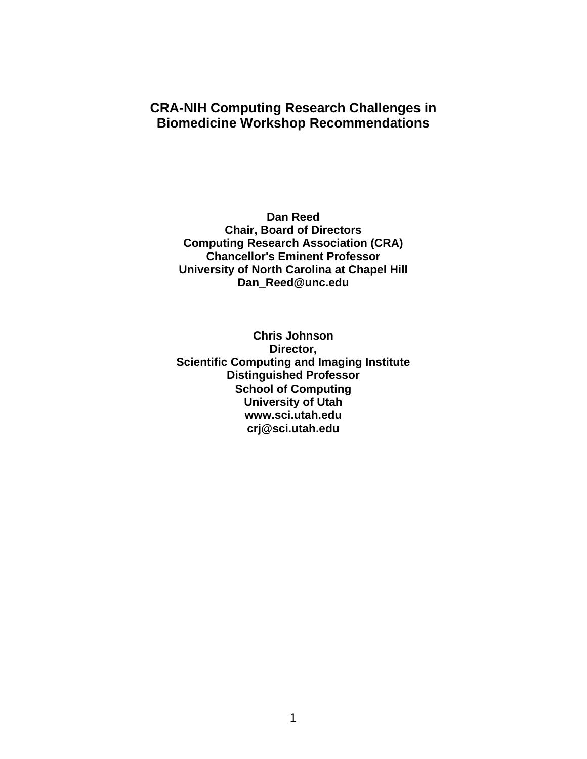# CRA-NIH Computing Research Challenges in Biomedicine Workshop Recommendations

**Dan Reed**
**Chair, Board of Directors**
**Computing Research Association (CRA)**
**Chancellor's Eminent Professor**
**University of North Carolina at Chapel Hill**
**Dan_Reed@unc.edu**

**Chris Johnson**
**Director,**
**Scientific Computing and Imaging Institute**
**Distinguished Professor**
**School of Computing**
**University of Utah**
**www.sci.utah.edu**
**crj@sci.utah.edu**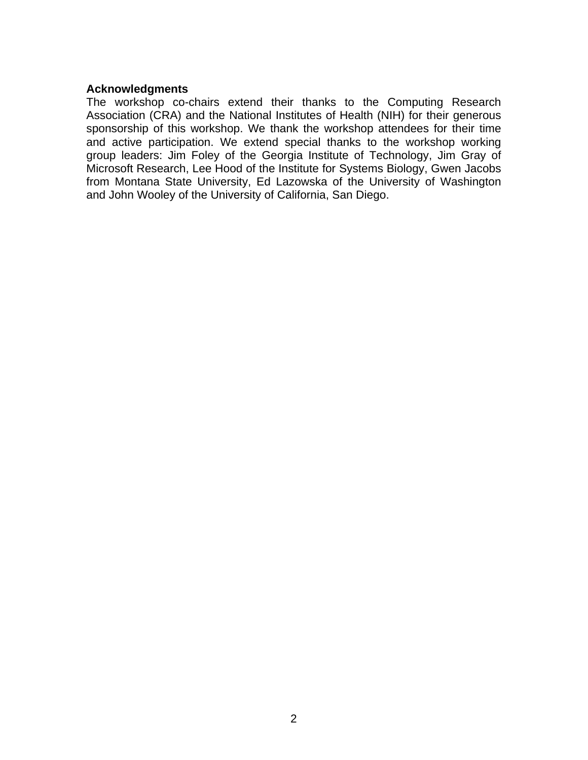**Acknowledgments**

The workshop co-chairs extend their thanks to the Computing Research Association (CRA) and the National Institutes of Health (NIH) for their generous sponsorship of this workshop. We thank the workshop attendees for their time and active participation. We extend special thanks to the workshop working group leaders: Jim Foley of the Georgia Institute of Technology, Jim Gray of Microsoft Research, Lee Hood of the Institute for Systems Biology, Gwen Jacobs from Montana State University, Ed Lazowska of the University of Washington and John Wooley of the University of California, San Diego.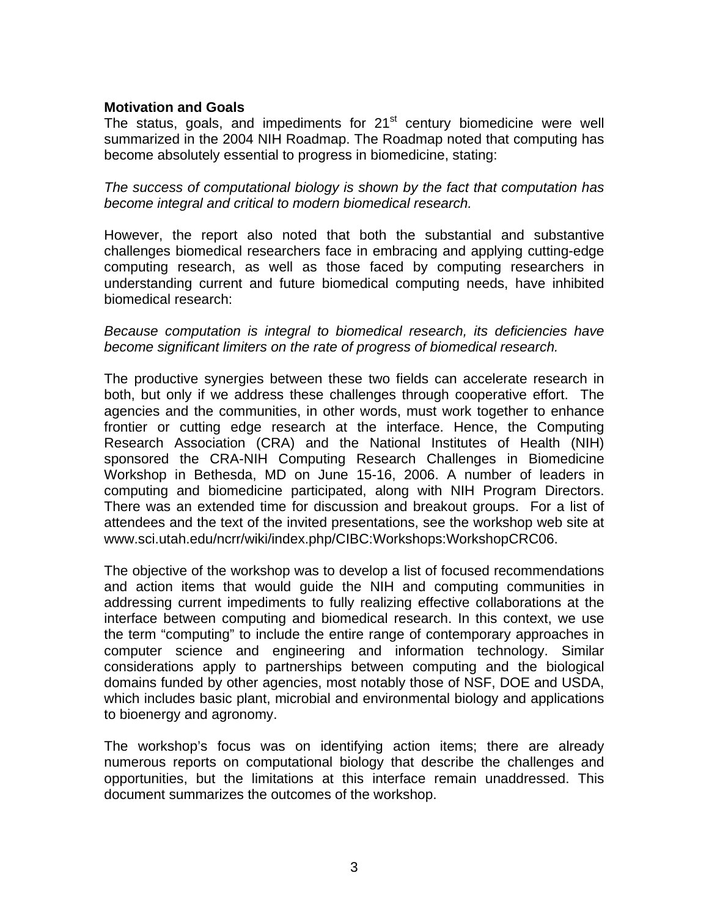**Motivation and Goals**

The status, goals, and impediments for 21st century biomedicine were well summarized in the 2004 NIH Roadmap. The Roadmap noted that computing has become absolutely essential to progress in biomedicine, stating:

*The success of computational biology is shown by the fact that computation has become integral and critical to modern biomedical research.*

However, the report also noted that both the substantial and substantive challenges biomedical researchers face in embracing and applying cutting-edge computing research, as well as those faced by computing researchers in understanding current and future biomedical computing needs, have inhibited biomedical research:

*Because computation is integral to biomedical research, its deficiencies have become significant limiters on the rate of progress of biomedical research.*

The productive synergies between these two fields can accelerate research in both, but only if we address these challenges through cooperative effort. The agencies and the communities, in other words, must work together to enhance frontier or cutting edge research at the interface. Hence, the Computing Research Association (CRA) and the National Institutes of Health (NIH) sponsored the CRA-NIH Computing Research Challenges in Biomedicine Workshop in Bethesda, MD on June 15-16, 2006. A number of leaders in computing and biomedicine participated, along with NIH Program Directors. There was an extended time for discussion and breakout groups. For a list of attendees and the text of the invited presentations, see the workshop web site at www.sci.utah.edu/ncrr/wiki/index.php/CIBC:Workshops:WorkshopCRC06.

The objective of the workshop was to develop a list of focused recommendations and action items that would guide the NIH and computing communities in addressing current impediments to fully realizing effective collaborations at the interface between computing and biomedical research. In this context, we use the term “computing” to include the entire range of contemporary approaches in computer science and engineering and information technology. Similar considerations apply to partnerships between computing and the biological domains funded by other agencies, most notably those of NSF, DOE and USDA, which includes basic plant, microbial and environmental biology and applications to bioenergy and agronomy.

The workshop’s focus was on identifying action items; there are already numerous reports on computational biology that describe the challenges and opportunities, but the limitations at this interface remain unaddressed. This document summarizes the outcomes of the workshop.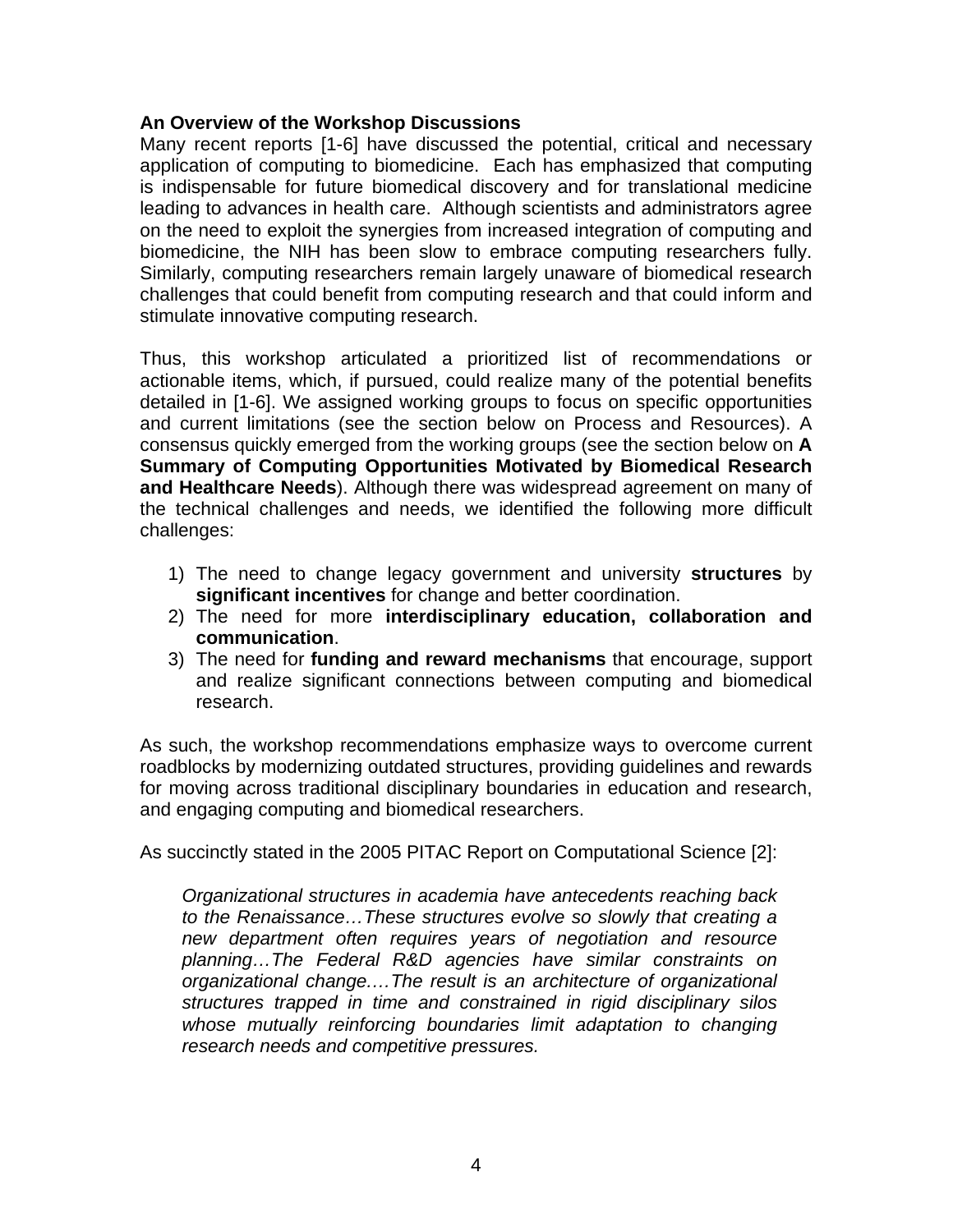## An Overview of the Workshop Discussions

Many recent reports [1-6] have discussed the potential, critical and necessary application of computing to biomedicine. Each has emphasized that computing is indispensable for future biomedical discovery and for translational medicine leading to advances in health care. Although scientists and administrators agree on the need to exploit the synergies from increased integration of computing and biomedicine, the NIH has been slow to embrace computing researchers fully. Similarly, computing researchers remain largely unaware of biomedical research challenges that could benefit from computing research and that could inform and stimulate innovative computing research.

Thus, this workshop articulated a prioritized list of recommendations or actionable items, which, if pursued, could realize many of the potential benefits detailed in [1-6]. We assigned working groups to focus on specific opportunities and current limitations (see the section below on Process and Resources). A consensus quickly emerged from the working groups (see the section below on **A Summary of Computing Opportunities Motivated by Biomedical Research and Healthcare Needs**). Although there was widespread agreement on many of the technical challenges and needs, we identified the following more difficult challenges:

1) The need to change legacy government and university **structures** by **significant incentives** for change and better coordination.
2) The need for more **interdisciplinary education, collaboration and communication**.
3) The need for **funding and reward mechanisms** that encourage, support and realize significant connections between computing and biomedical research.

As such, the workshop recommendations emphasize ways to overcome current roadblocks by modernizing outdated structures, providing guidelines and rewards for moving across traditional disciplinary boundaries in education and research, and engaging computing and biomedical researchers.

As succinctly stated in the 2005 PITAC Report on Computational Science [2]:

> *Organizational structures in academia have antecedents reaching back to the Renaissance…These structures evolve so slowly that creating a new department often requires years of negotiation and resource planning…The Federal R&D agencies have similar constraints on organizational change.…The result is an architecture of organizational structures trapped in time and constrained in rigid disciplinary silos whose mutually reinforcing boundaries limit adaptation to changing research needs and competitive pressures.*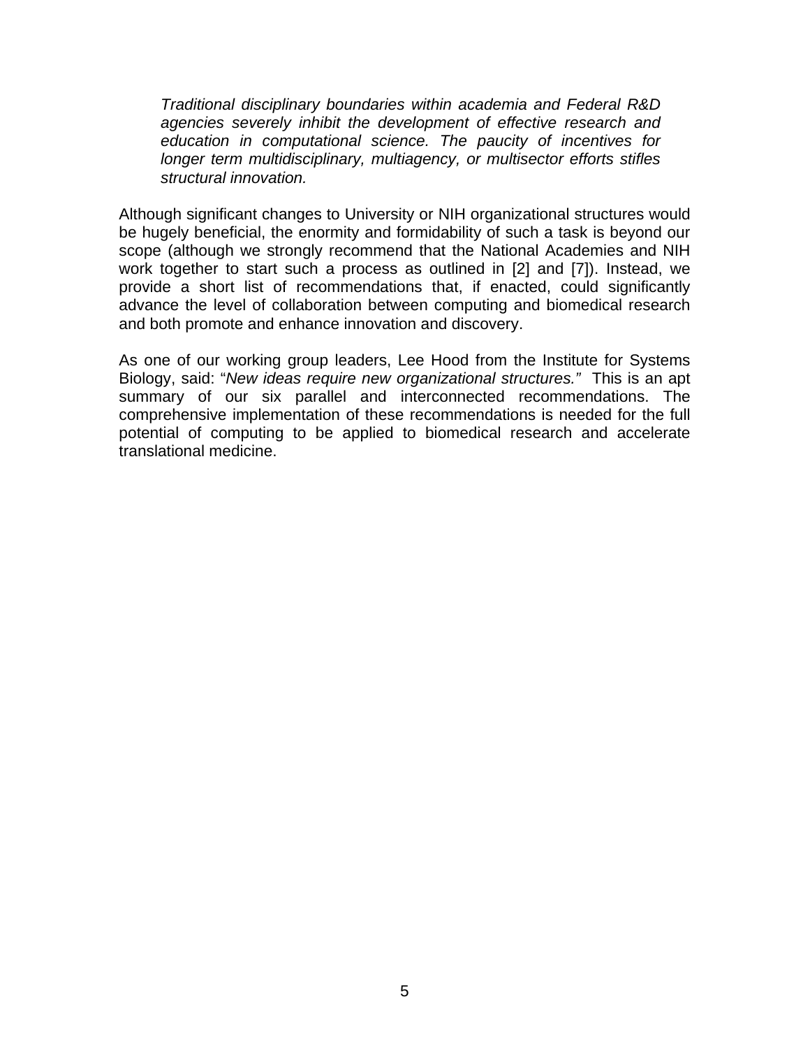> *Traditional disciplinary boundaries within academia and Federal R&D agencies severely inhibit the development of effective research and education in computational science. The paucity of incentives for longer term multidisciplinary, multiagency, or multisector efforts stifles structural innovation.*

Although significant changes to University or NIH organizational structures would be hugely beneficial, the enormity and formidability of such a task is beyond our scope (although we strongly recommend that the National Academies and NIH work together to start such a process as outlined in [2] and [7]). Instead, we provide a short list of recommendations that, if enacted, could significantly advance the level of collaboration between computing and biomedical research and both promote and enhance innovation and discovery.

As one of our working group leaders, Lee Hood from the Institute for Systems Biology, said: "*New ideas require new organizational structures.*" This is an apt summary of our six parallel and interconnected recommendations. The comprehensive implementation of these recommendations is needed for the full potential of computing to be applied to biomedical research and accelerate translational medicine.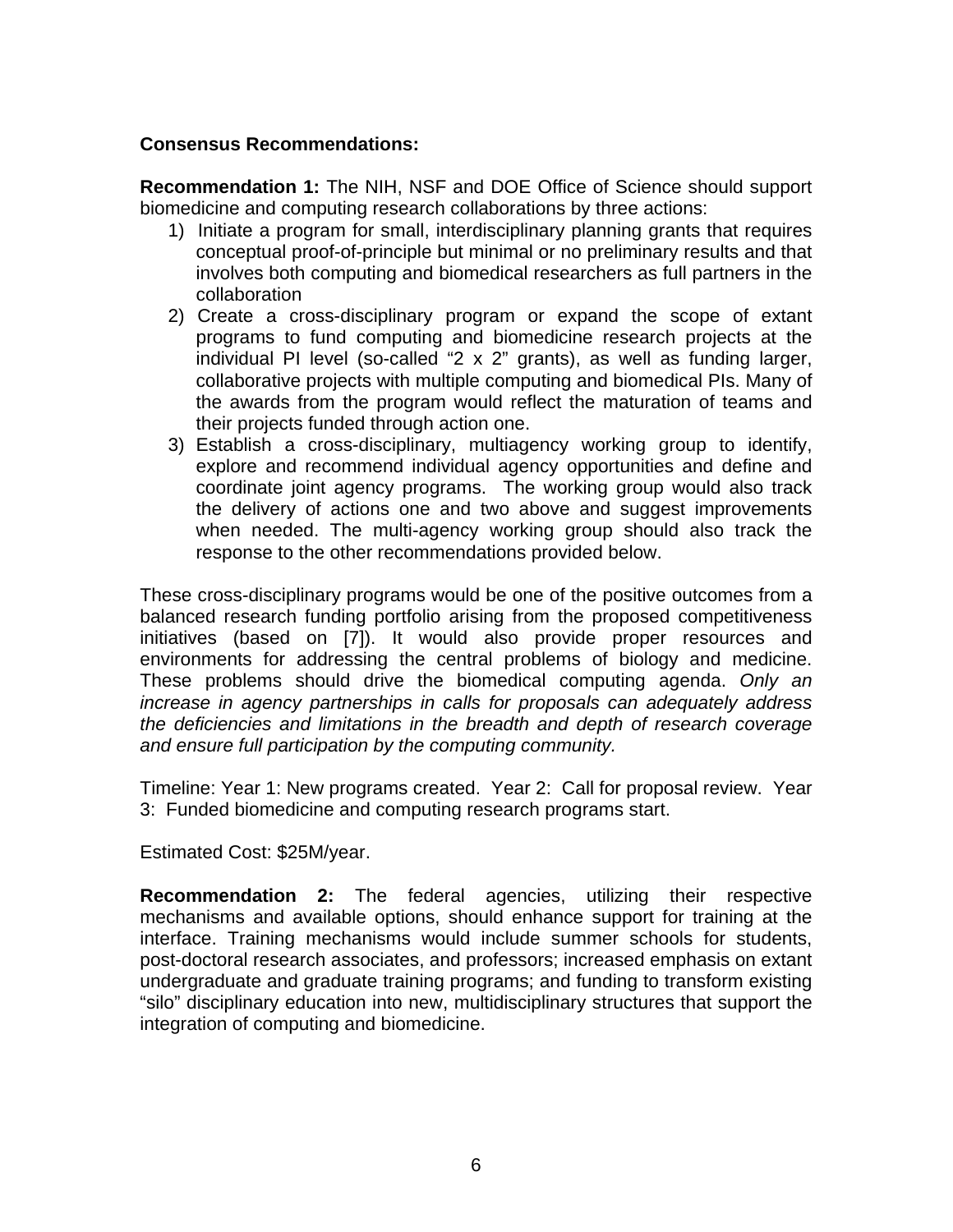**Consensus Recommendations:**

**Recommendation 1:** The NIH, NSF and DOE Office of Science should support biomedicine and computing research collaborations by three actions:

1) Initiate a program for small, interdisciplinary planning grants that requires conceptual proof-of-principle but minimal or no preliminary results and that involves both computing and biomedical researchers as full partners in the collaboration
2) Create a cross-disciplinary program or expand the scope of extant programs to fund computing and biomedicine research projects at the individual PI level (so-called "2 x 2" grants), as well as funding larger, collaborative projects with multiple computing and biomedical PIs. Many of the awards from the program would reflect the maturation of teams and their projects funded through action one.
3) Establish a cross-disciplinary, multiagency working group to identify, explore and recommend individual agency opportunities and define and coordinate joint agency programs. The working group would also track the delivery of actions one and two above and suggest improvements when needed. The multi-agency working group should also track the response to the other recommendations provided below.

These cross-disciplinary programs would be one of the positive outcomes from a balanced research funding portfolio arising from the proposed competitiveness initiatives (based on [7]). It would also provide proper resources and environments for addressing the central problems of biology and medicine. These problems should drive the biomedical computing agenda. *Only an increase in agency partnerships in calls for proposals can adequately address the deficiencies and limitations in the breadth and depth of research coverage and ensure full participation by the computing community.*

Timeline: Year 1: New programs created. Year 2: Call for proposal review. Year 3: Funded biomedicine and computing research programs start.

Estimated Cost: $25M/year.

**Recommendation 2:** The federal agencies, utilizing their respective mechanisms and available options, should enhance support for training at the interface. Training mechanisms would include summer schools for students, post-doctoral research associates, and professors; increased emphasis on extant undergraduate and graduate training programs; and funding to transform existing "silo" disciplinary education into new, multidisciplinary structures that support the integration of computing and biomedicine.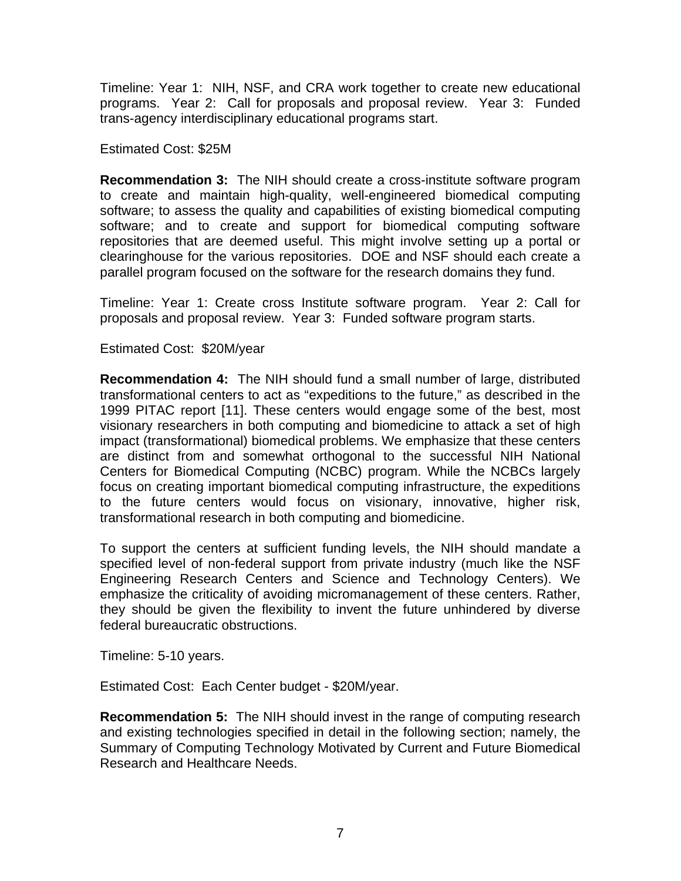Timeline: Year 1: NIH, NSF, and CRA work together to create new educational programs. Year 2: Call for proposals and proposal review. Year 3: Funded trans-agency interdisciplinary educational programs start.

Estimated Cost: $25M

**Recommendation 3:** The NIH should create a cross-institute software program to create and maintain high-quality, well-engineered biomedical computing software; to assess the quality and capabilities of existing biomedical computing software; and to create and support for biomedical computing software repositories that are deemed useful. This might involve setting up a portal or clearinghouse for the various repositories. DOE and NSF should each create a parallel program focused on the software for the research domains they fund.

Timeline: Year 1: Create cross Institute software program. Year 2: Call for proposals and proposal review. Year 3: Funded software program starts.

Estimated Cost: $20M/year

**Recommendation 4:** The NIH should fund a small number of large, distributed transformational centers to act as "expeditions to the future," as described in the 1999 PITAC report [11]. These centers would engage some of the best, most visionary researchers in both computing and biomedicine to attack a set of high impact (transformational) biomedical problems. We emphasize that these centers are distinct from and somewhat orthogonal to the successful NIH National Centers for Biomedical Computing (NCBC) program. While the NCBCs largely focus on creating important biomedical computing infrastructure, the expeditions to the future centers would focus on visionary, innovative, higher risk, transformational research in both computing and biomedicine.

To support the centers at sufficient funding levels, the NIH should mandate a specified level of non-federal support from private industry (much like the NSF Engineering Research Centers and Science and Technology Centers). We emphasize the criticality of avoiding micromanagement of these centers. Rather, they should be given the flexibility to invent the future unhindered by diverse federal bureaucratic obstructions.

Timeline: 5-10 years.

Estimated Cost: Each Center budget - $20M/year.

**Recommendation 5:** The NIH should invest in the range of computing research and existing technologies specified in detail in the following section; namely, the Summary of Computing Technology Motivated by Current and Future Biomedical Research and Healthcare Needs.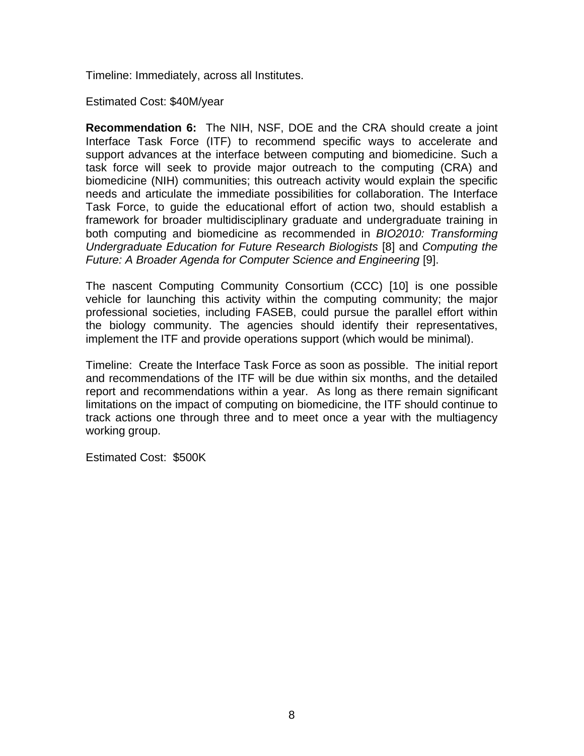Timeline: Immediately, across all Institutes.

Estimated Cost: $40M/year

**Recommendation 6:** The NIH, NSF, DOE and the CRA should create a joint Interface Task Force (ITF) to recommend specific ways to accelerate and support advances at the interface between computing and biomedicine. Such a task force will seek to provide major outreach to the computing (CRA) and biomedicine (NIH) communities; this outreach activity would explain the specific needs and articulate the immediate possibilities for collaboration. The Interface Task Force, to guide the educational effort of action two, should establish a framework for broader multidisciplinary graduate and undergraduate training in both computing and biomedicine as recommended in *BIO2010: Transforming Undergraduate Education for Future Research Biologists* [8] and *Computing the Future: A Broader Agenda for Computer Science and Engineering* [9].

The nascent Computing Community Consortium (CCC) [10] is one possible vehicle for launching this activity within the computing community; the major professional societies, including FASEB, could pursue the parallel effort within the biology community. The agencies should identify their representatives, implement the ITF and provide operations support (which would be minimal).

Timeline: Create the Interface Task Force as soon as possible. The initial report and recommendations of the ITF will be due within six months, and the detailed report and recommendations within a year. As long as there remain significant limitations on the impact of computing on biomedicine, the ITF should continue to track actions one through three and to meet once a year with the multiagency working group.

Estimated Cost: $500K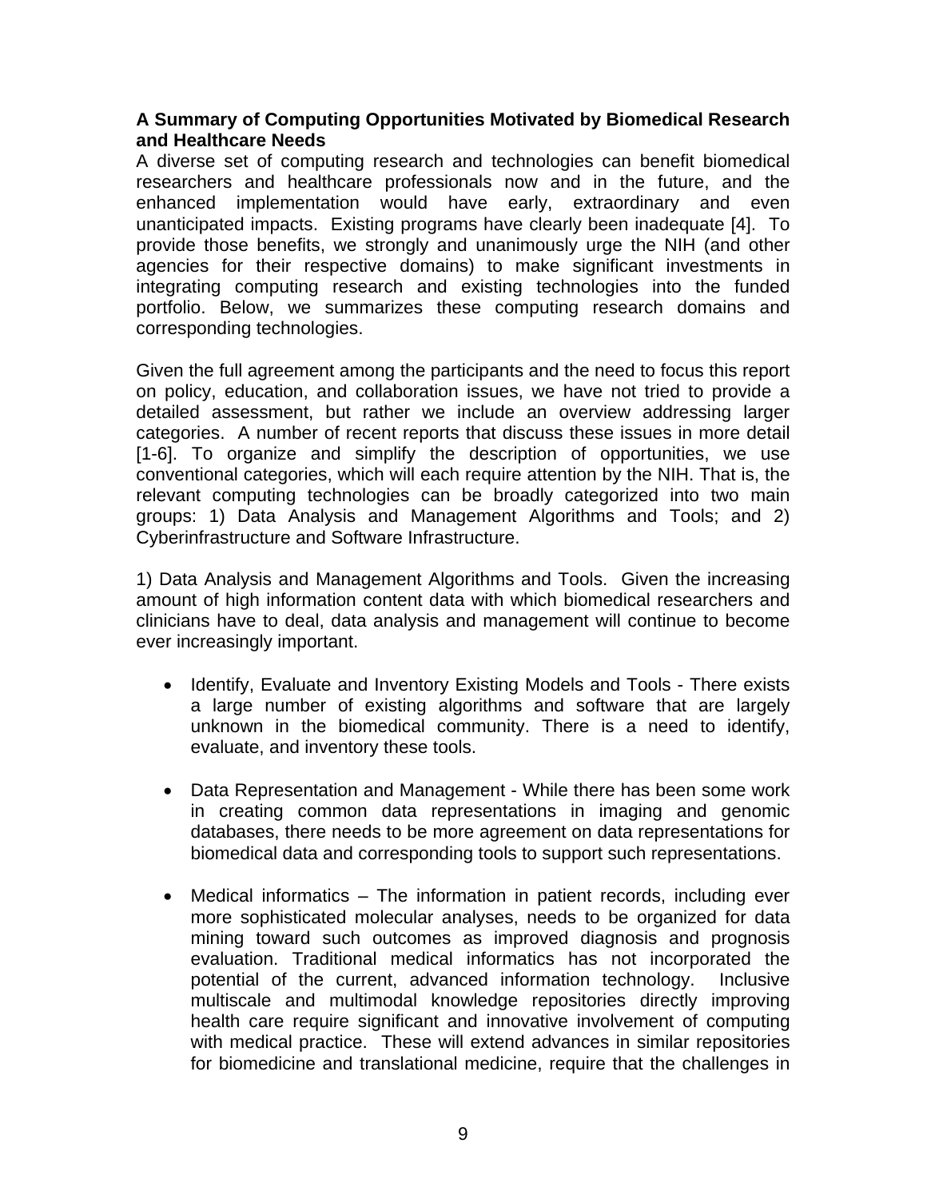**A Summary of Computing Opportunities Motivated by Biomedical Research and Healthcare Needs**

A diverse set of computing research and technologies can benefit biomedical researchers and healthcare professionals now and in the future, and the enhanced implementation would have early, extraordinary and even unanticipated impacts. Existing programs have clearly been inadequate [4]. To provide those benefits, we strongly and unanimously urge the NIH (and other agencies for their respective domains) to make significant investments in integrating computing research and existing technologies into the funded portfolio. Below, we summarizes these computing research domains and corresponding technologies.

Given the full agreement among the participants and the need to focus this report on policy, education, and collaboration issues, we have not tried to provide a detailed assessment, but rather we include an overview addressing larger categories. A number of recent reports that discuss these issues in more detail [1-6]. To organize and simplify the description of opportunities, we use conventional categories, which will each require attention by the NIH. That is, the relevant computing technologies can be broadly categorized into two main groups: 1) Data Analysis and Management Algorithms and Tools; and 2) Cyberinfrastructure and Software Infrastructure.

1) Data Analysis and Management Algorithms and Tools. Given the increasing amount of high information content data with which biomedical researchers and clinicians have to deal, data analysis and management will continue to become ever increasingly important.

- Identify, Evaluate and Inventory Existing Models and Tools - There exists a large number of existing algorithms and software that are largely unknown in the biomedical community. There is a need to identify, evaluate, and inventory these tools.

- Data Representation and Management - While there has been some work in creating common data representations in imaging and genomic databases, there needs to be more agreement on data representations for biomedical data and corresponding tools to support such representations.

- Medical informatics – The information in patient records, including ever more sophisticated molecular analyses, needs to be organized for data mining toward such outcomes as improved diagnosis and prognosis evaluation. Traditional medical informatics has not incorporated the potential of the current, advanced information technology. Inclusive multiscale and multimodal knowledge repositories directly improving health care require significant and innovative involvement of computing with medical practice. These will extend advances in similar repositories for biomedicine and translational medicine, require that the challenges in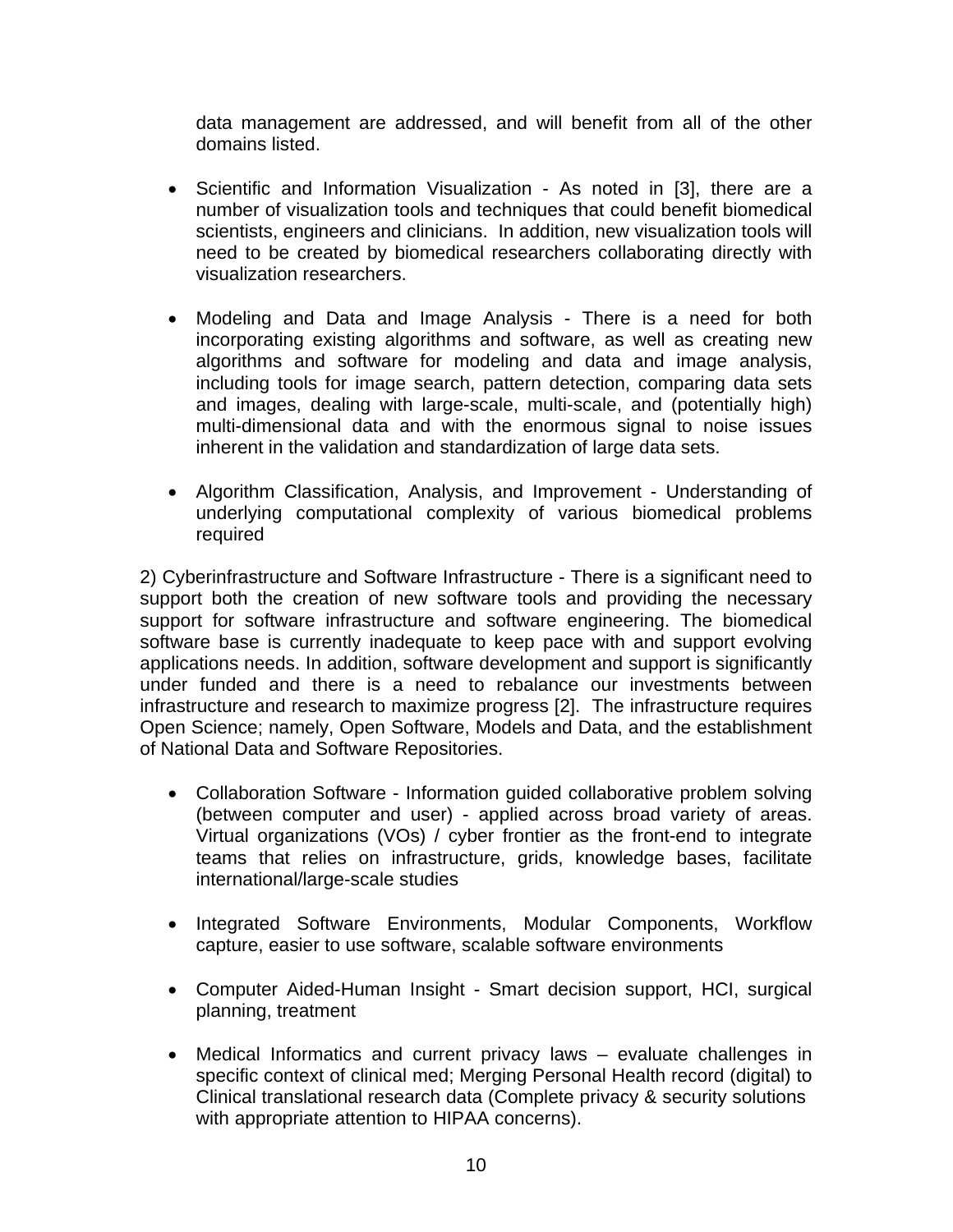data management are addressed, and will benefit from all of the other domains listed.

- Scientific and Information Visualization - As noted in [3], there are a number of visualization tools and techniques that could benefit biomedical scientists, engineers and clinicians. In addition, new visualization tools will need to be created by biomedical researchers collaborating directly with visualization researchers.

- Modeling and Data and Image Analysis - There is a need for both incorporating existing algorithms and software, as well as creating new algorithms and software for modeling and data and image analysis, including tools for image search, pattern detection, comparing data sets and images, dealing with large-scale, multi-scale, and (potentially high) multi-dimensional data and with the enormous signal to noise issues inherent in the validation and standardization of large data sets.

- Algorithm Classification, Analysis, and Improvement - Understanding of underlying computational complexity of various biomedical problems required

2) Cyberinfrastructure and Software Infrastructure - There is a significant need to support both the creation of new software tools and providing the necessary support for software infrastructure and software engineering. The biomedical software base is currently inadequate to keep pace with and support evolving applications needs. In addition, software development and support is significantly under funded and there is a need to rebalance our investments between infrastructure and research to maximize progress [2]. The infrastructure requires Open Science; namely, Open Software, Models and Data, and the establishment of National Data and Software Repositories.

- Collaboration Software - Information guided collaborative problem solving (between computer and user) - applied across broad variety of areas. Virtual organizations (VOs) / cyber frontier as the front-end to integrate teams that relies on infrastructure, grids, knowledge bases, facilitate international/large-scale studies

- Integrated Software Environments, Modular Components, Workflow capture, easier to use software, scalable software environments

- Computer Aided-Human Insight - Smart decision support, HCI, surgical planning, treatment

- Medical Informatics and current privacy laws – evaluate challenges in specific context of clinical med; Merging Personal Health record (digital) to Clinical translational research data (Complete privacy & security solutions with appropriate attention to HIPAA concerns).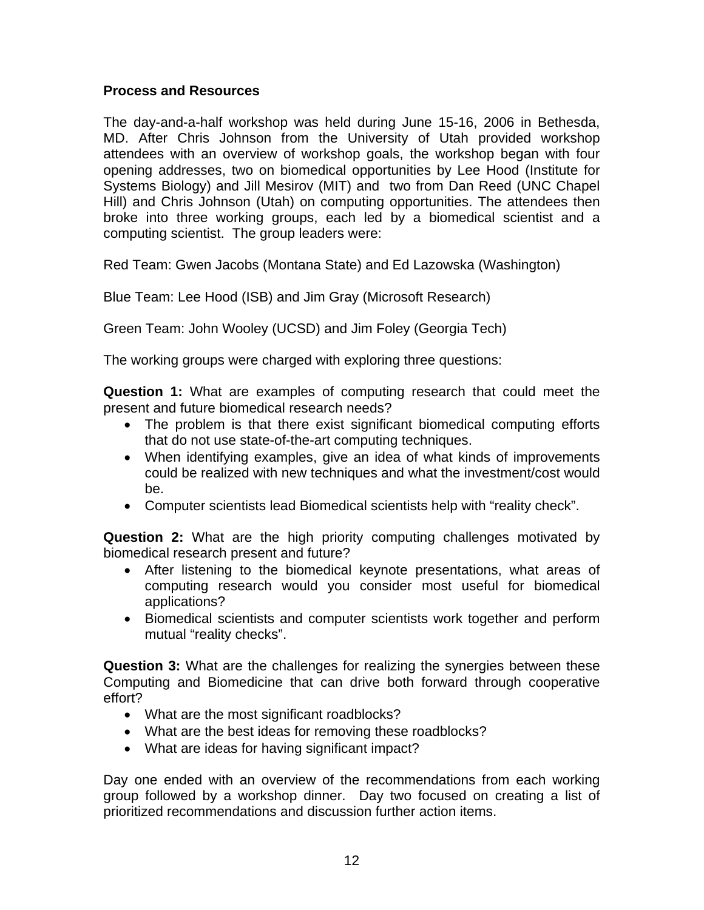## Process and Resources

The day-and-a-half workshop was held during June 15-16, 2006 in Bethesda, MD. After Chris Johnson from the University of Utah provided workshop attendees with an overview of workshop goals, the workshop began with four opening addresses, two on biomedical opportunities by Lee Hood (Institute for Systems Biology) and Jill Mesirov (MIT) and two from Dan Reed (UNC Chapel Hill) and Chris Johnson (Utah) on computing opportunities. The attendees then broke into three working groups, each led by a biomedical scientist and a computing scientist. The group leaders were:

Red Team: Gwen Jacobs (Montana State) and Ed Lazowska (Washington)

Blue Team: Lee Hood (ISB) and Jim Gray (Microsoft Research)

Green Team: John Wooley (UCSD) and Jim Foley (Georgia Tech)

The working groups were charged with exploring three questions:

**Question 1:** What are examples of computing research that could meet the present and future biomedical research needs?

- The problem is that there exist significant biomedical computing efforts that do not use state-of-the-art computing techniques.
- When identifying examples, give an idea of what kinds of improvements could be realized with new techniques and what the investment/cost would be.
- Computer scientists lead Biomedical scientists help with "reality check".

**Question 2:** What are the high priority computing challenges motivated by biomedical research present and future?

- After listening to the biomedical keynote presentations, what areas of computing research would you consider most useful for biomedical applications?
- Biomedical scientists and computer scientists work together and perform mutual "reality checks".

**Question 3:** What are the challenges for realizing the synergies between these Computing and Biomedicine that can drive both forward through cooperative effort?

- What are the most significant roadblocks?
- What are the best ideas for removing these roadblocks?
- What are ideas for having significant impact?

Day one ended with an overview of the recommendations from each working group followed by a workshop dinner. Day two focused on creating a list of prioritized recommendations and discussion further action items.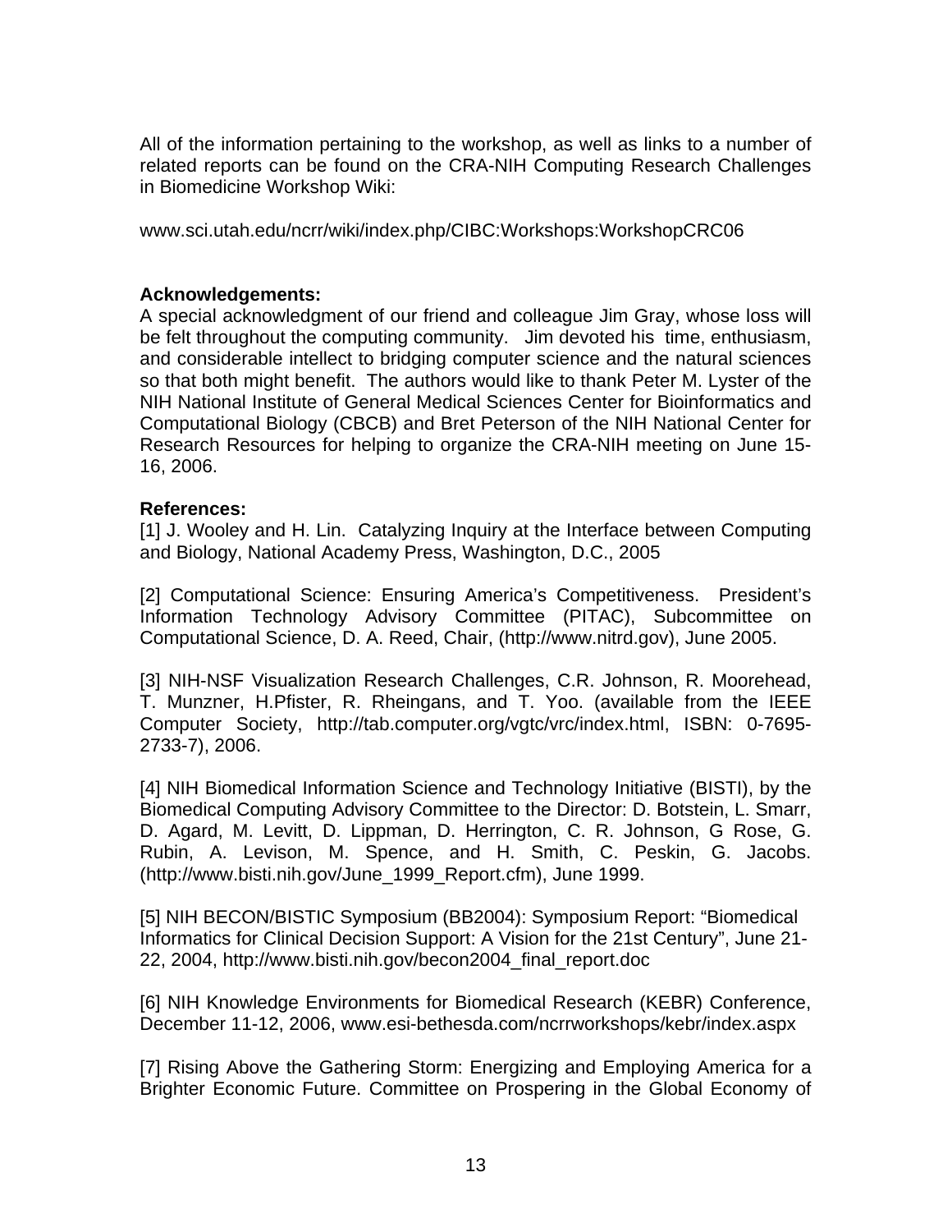All of the information pertaining to the workshop, as well as links to a number of related reports can be found on the CRA-NIH Computing Research Challenges in Biomedicine Workshop Wiki:

www.sci.utah.edu/ncrr/wiki/index.php/CIBC:Workshops:WorkshopCRC06

**Acknowledgements:**

A special acknowledgment of our friend and colleague Jim Gray, whose loss will be felt throughout the computing community. Jim devoted his time, enthusiasm, and considerable intellect to bridging computer science and the natural sciences so that both might benefit. The authors would like to thank Peter M. Lyster of the NIH National Institute of General Medical Sciences Center for Bioinformatics and Computational Biology (CBCB) and Bret Peterson of the NIH National Center for Research Resources for helping to organize the CRA-NIH meeting on June 15-16, 2006.

**References:**

[1] J. Wooley and H. Lin. Catalyzing Inquiry at the Interface between Computing and Biology, National Academy Press, Washington, D.C., 2005

[2] Computational Science: Ensuring America's Competitiveness. President's Information Technology Advisory Committee (PITAC), Subcommittee on Computational Science, D. A. Reed, Chair, (http://www.nitrd.gov), June 2005.

[3] NIH-NSF Visualization Research Challenges, C.R. Johnson, R. Moorehead, T. Munzner, H.Pfister, R. Rheingans, and T. Yoo. (available from the IEEE Computer Society, http://tab.computer.org/vgtc/vrc/index.html, ISBN: 0-7695-2733-7), 2006.

[4] NIH Biomedical Information Science and Technology Initiative (BISTI), by the Biomedical Computing Advisory Committee to the Director: D. Botstein, L. Smarr, D. Agard, M. Levitt, D. Lippman, D. Herrington, C. R. Johnson, G Rose, G. Rubin, A. Levison, M. Spence, and H. Smith, C. Peskin, G. Jacobs. (http://www.bisti.nih.gov/June_1999_Report.cfm), June 1999.

[5] NIH BECON/BISTIC Symposium (BB2004): Symposium Report: "Biomedical Informatics for Clinical Decision Support: A Vision for the 21st Century", June 21-22, 2004, http://www.bisti.nih.gov/becon2004_final_report.doc

[6] NIH Knowledge Environments for Biomedical Research (KEBR) Conference, December 11-12, 2006, www.esi-bethesda.com/ncrrworkshops/kebr/index.aspx

[7] Rising Above the Gathering Storm: Energizing and Employing America for a Brighter Economic Future. Committee on Prospering in the Global Economy of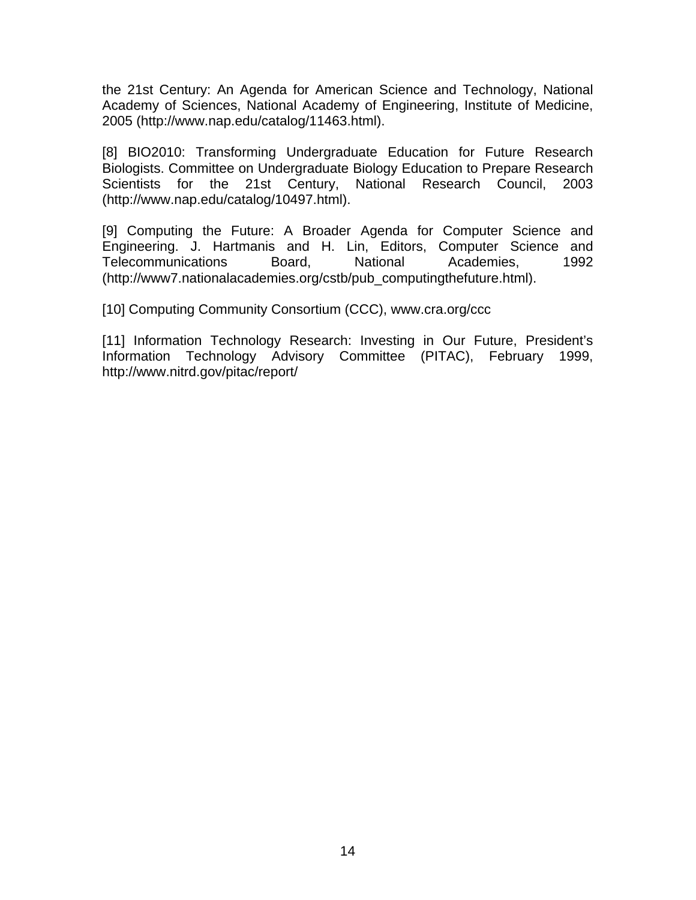the 21st Century: An Agenda for American Science and Technology, National Academy of Sciences, National Academy of Engineering, Institute of Medicine, 2005 (http://www.nap.edu/catalog/11463.html).

[8] BIO2010: Transforming Undergraduate Education for Future Research Biologists. Committee on Undergraduate Biology Education to Prepare Research Scientists for the 21st Century, National Research Council, 2003 (http://www.nap.edu/catalog/10497.html).

[9] Computing the Future: A Broader Agenda for Computer Science and Engineering. J. Hartmanis and H. Lin, Editors, Computer Science and Telecommunications Board, National Academies, 1992 (http://www7.nationalacademies.org/cstb/pub_computingthefuture.html).

[10] Computing Community Consortium (CCC), www.cra.org/ccc

[11] Information Technology Research: Investing in Our Future, President's Information Technology Advisory Committee (PITAC), February 1999, http://www.nitrd.gov/pitac/report/